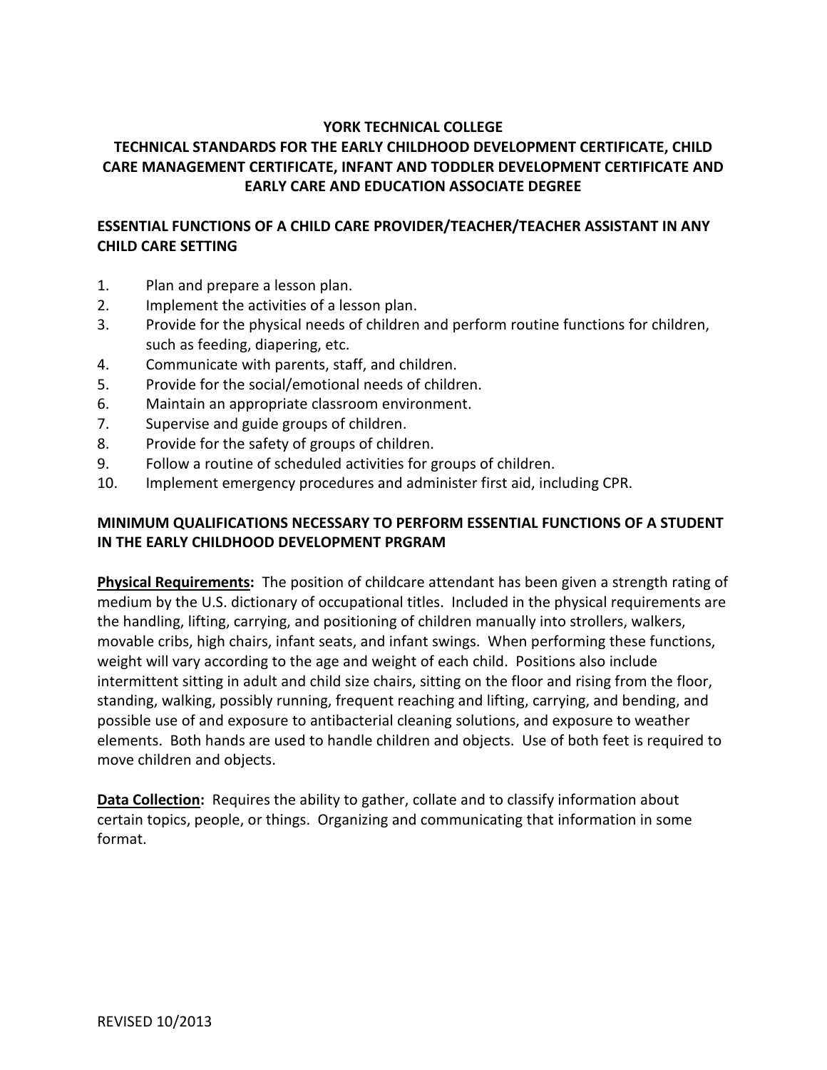# YORK TECHNICAL COLLEGE

## TECHNICAL STANDARDS FOR THE EARLY CHILDHOOD DEVELOPMENT CERTIFICATE, CHILD CARE MANAGEMENT CERTIFICATE, INFANT AND TODDLER DEVELOPMENT CERTIFICATE AND EARLY CARE AND EDUCATION ASSOCIATE DEGREE

### ESSENTIAL FUNCTIONS OF A CHILD CARE PROVIDER/TEACHER/TEACHER ASSISTANT IN ANY CHILD CARE SETTING

1. Plan and prepare a lesson plan.
2. Implement the activities of a lesson plan.
3. Provide for the physical needs of children and perform routine functions for children, such as feeding, diapering, etc.
4. Communicate with parents, staff, and children.
5. Provide for the social/emotional needs of children.
6. Maintain an appropriate classroom environment.
7. Supervise and guide groups of children.
8. Provide for the safety of groups of children.
9. Follow a routine of scheduled activities for groups of children.
10. Implement emergency procedures and administer first aid, including CPR.

### MINIMUM QUALIFICATIONS NECESSARY TO PERFORM ESSENTIAL FUNCTIONS OF A STUDENT IN THE EARLY CHILDHOOD DEVELOPMENT PRGRAM

**Physical Requirements:** The position of childcare attendant has been given a strength rating of medium by the U.S. dictionary of occupational titles. Included in the physical requirements are the handling, lifting, carrying, and positioning of children manually into strollers, walkers, movable cribs, high chairs, infant seats, and infant swings. When performing these functions, weight will vary according to the age and weight of each child. Positions also include intermittent sitting in adult and child size chairs, sitting on the floor and rising from the floor, standing, walking, possibly running, frequent reaching and lifting, carrying, and bending, and possible use of and exposure to antibacterial cleaning solutions, and exposure to weather elements. Both hands are used to handle children and objects. Use of both feet is required to move children and objects.

**Data Collection:** Requires the ability to gather, collate and to classify information about certain topics, people, or things. Organizing and communicating that information in some format.

REVISED 10/2013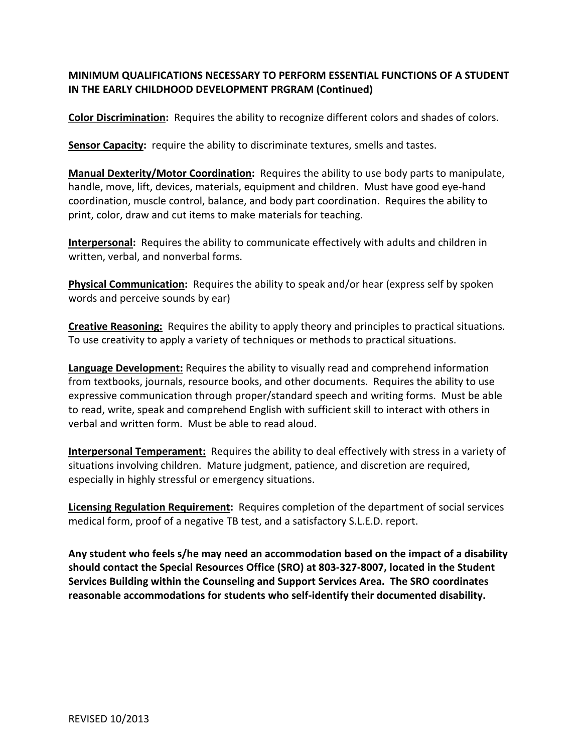**MINIMUM QUALIFICATIONS NECESSARY TO PERFORM ESSENTIAL FUNCTIONS OF A STUDENT IN THE EARLY CHILDHOOD DEVELOPMENT PRGRAM (Continued)**

**Color Discrimination:** Requires the ability to recognize different colors and shades of colors.

**Sensor Capacity:** require the ability to discriminate textures, smells and tastes.

**Manual Dexterity/Motor Coordination:** Requires the ability to use body parts to manipulate, handle, move, lift, devices, materials, equipment and children. Must have good eye-hand coordination, muscle control, balance, and body part coordination. Requires the ability to print, color, draw and cut items to make materials for teaching.

**Interpersonal:** Requires the ability to communicate effectively with adults and children in written, verbal, and nonverbal forms.

**Physical Communication:** Requires the ability to speak and/or hear (express self by spoken words and perceive sounds by ear)

**Creative Reasoning:** Requires the ability to apply theory and principles to practical situations. To use creativity to apply a variety of techniques or methods to practical situations.

**Language Development:** Requires the ability to visually read and comprehend information from textbooks, journals, resource books, and other documents. Requires the ability to use expressive communication through proper/standard speech and writing forms. Must be able to read, write, speak and comprehend English with sufficient skill to interact with others in verbal and written form. Must be able to read aloud.

**Interpersonal Temperament:** Requires the ability to deal effectively with stress in a variety of situations involving children. Mature judgment, patience, and discretion are required, especially in highly stressful or emergency situations.

**Licensing Regulation Requirement:** Requires completion of the department of social services medical form, proof of a negative TB test, and a satisfactory S.L.E.D. report.

**Any student who feels s/he may need an accommodation based on the impact of a disability should contact the Special Resources Office (SRO) at 803-327-8007, located in the Student Services Building within the Counseling and Support Services Area. The SRO coordinates reasonable accommodations for students who self-identify their documented disability.**

REVISED 10/2013